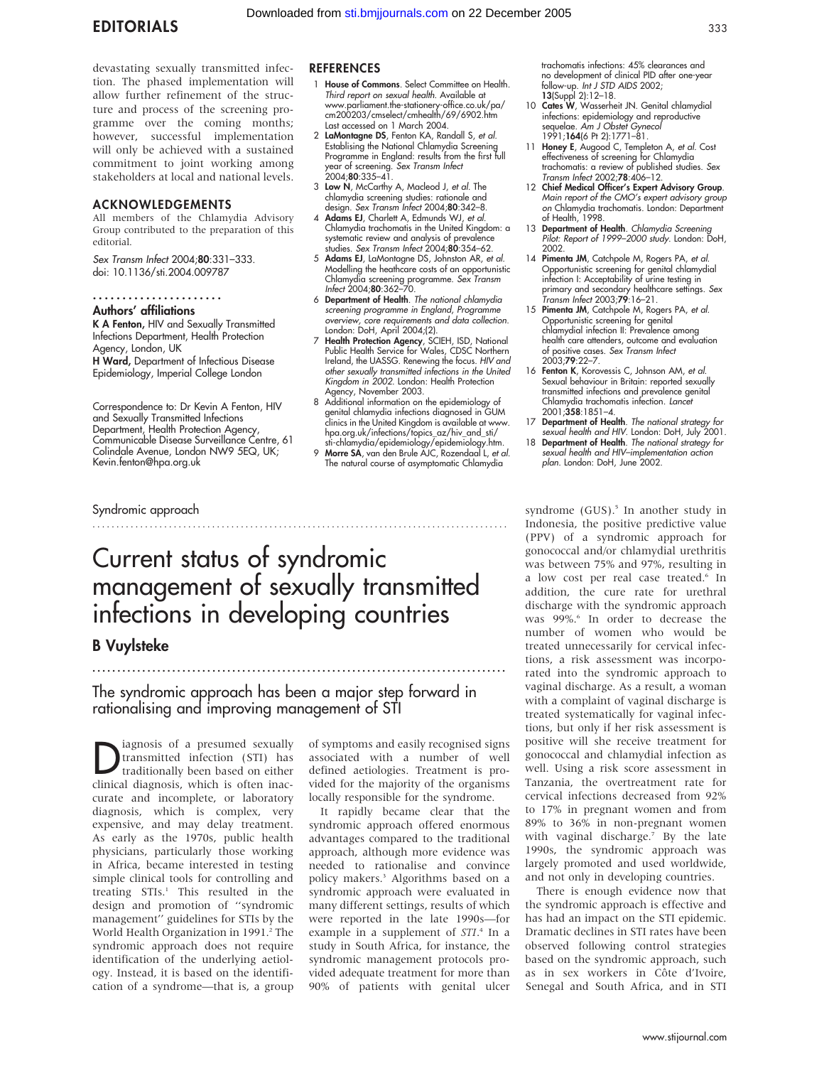devastating sexually transmitted infection. The phased implementation will allow further refinement of the structure and process of the screening programme over the coming months; however, successful implementation will only be achieved with a sustained commitment to joint working among stakeholders at local and national levels.

## ACKNOWLEDGEMENTS

All members of the Chlamydia Advisory Group contributed to the preparation of this editorial.

*Sex Transm Infect* 2004;**80**:331–333.
doi: 10.1136/sti.2004.009787

### Authors' affiliations

**K A Fenton,** HIV and Sexually Transmitted Infections Department, Health Protection Agency, London, UK
**H Ward,** Department of Infectious Disease Epidemiology, Imperial College London

Correspondence to: Dr Kevin A Fenton, HIV and Sexually Transmitted Infections Department, Health Protection Agency, Communicable Disease Surveillance Centre, 61 Colindale Avenue, London NW9 5EQ, UK; Kevin.fenton@hpa.org.uk

## REFERENCES

1. **House of Commons**. Select Committee on Health. *Third report on sexual health*. Available at www.parliament.the-stationery-office.co.uk/pa/cm200203/cmselect/cmhealth/69/6902.htm Last accessed on 1 March 2004.
2. **LaMontagne DS**, Fenton KA, Randall S, *et al*. Establishing the National Chlamydia Screening Programme in England: results from the first full year of screening. *Sex Transm Infect* 2004;**80**:335–41.
3. **Low N**, McCarthy A, Macleod J, *et al*. The chlamydia screening studies: rationale and design. *Sex Transm Infect* 2004;**80**:342–8.
4. **Adams EJ**, Charlett A, Edmunds WJ, *et al*. Chlamydia trachomatis in the United Kingdom: a systematic review and analysis of prevalence studies. *Sex Transm Infect* 2004;**80**:354–62.
5. **Adams EJ**, LaMontagne DS, Johnston AR, *et al*. Modelling the heathcare costs of an opportunistic Chlamydia screening programme. *Sex Transm Infect* 2004;**80**:362–70.
6. **Department of Health**. *The national chlamydia screening programme in England, Programme overview, core requirements and data collection*. London: DoH, April 2004;(2).
7. **Health Protection Agency**, SCIEH, ISD, National Public Health Service for Wales, CDSC Northern Ireland, the UASSG. Renewing the focus. *HIV and other sexually transmitted infections in the United Kingdom in 2002*. London: Health Protection Agency, November 2003.
8. Additional information on the epidemiology of genital chlamydia infections diagnosed in GUM clinics in the United Kingdom is available at www.hpa.org.uk/infections/topics_az/hiv_and_sti/sti-chlamydia/epidemiology/epidemiology.htm.
9. **Morre SA**, van den Brule AJC, Rozendaal L, *et al*. The natural course of asymptomatic Chlamydia trachomatis infections: 45% clearances and no development of clinical PID after one-year follow-up. *Int J STD AIDS* 2002; **13**(Suppl 2):12–18.
10. **Cates W**, Wasserheit JN. Genital chlamydial infections: epidemiology and reproductive sequelae. *Am J Obstet Gynecol* 1991;**164**(6 Pt 2):1771–81.
11. **Honey E**, Augood C, Templeton A, *et al*. Cost effectiveness of screening for Chlamydia trachomatis: a review of published studies. *Sex Transm Infect* 2002;**78**:406–12.
12. **Chief Medical Officer's Expert Advisory Group**. *Main report of the CMO's expert advisory group on* Chlamydia trachomatis. London: Department of Health, 1998.
13. **Department of Health**. *Chlamydia Screening Pilot: Report of 1999–2000 study*. London: DoH, 2002.
14. **Pimenta JM**, Catchpole M, Rogers PA, *et al*. Opportunistic screening for genital chlamydial infection I: Acceptability of urine testing in primary and secondary healthcare settings. *Sex Transm Infect* 2003;**79**:16–21.
15. **Pimenta JM**, Catchpole M, Rogers PA, *et al*. Opportunistic screening for genital chlamydial infection II: Prevalence among health care attenders, outcome and evaluation of positive cases. *Sex Transm Infect* 2003;**79**:22–7.
16. **Fenton K**, Korovessis C, Johnson AM, *et al*. Sexual behaviour in Britain: reported sexually transmitted infections and prevalence genital Chlamydia trachomatis infection. *Lancet* 2001;**358**:1851–4.
17. **Department of Health**. *The national strategy for sexual health and HIV*. London: DoH, July 2001.
18. **Department of Health**. *The national strategy for sexual health and HIV–implementation action plan*. London: DoH, June 2002.

Syndromic approach

# Current status of syndromic management of sexually transmitted infections in developing countries

## B Vuylsteke

### The syndromic approach has been a major step forward in rationalising and improving management of STI

Diagnosis of a presumed sexually transmitted infection (STI) has traditionally been based on either clinical diagnosis, which is often inaccurate and incomplete, or laboratory diagnosis, which is complex, very expensive, and may delay treatment. As early as the 1970s, public health physicians, particularly those working in Africa, became interested in testing simple clinical tools for controlling and treating STIs.[1] This resulted in the design and promotion of "syndromic management" guidelines for STIs by the World Health Organization in 1991.[2] The syndromic approach does not require identification of the underlying aetiology. Instead, it is based on the identification of a syndrome—that is, a group of symptoms and easily recognised signs associated with a number of well defined aetiologies. Treatment is provided for the majority of the organisms locally responsible for the syndrome.

It rapidly became clear that the syndromic approach offered enormous advantages compared to the traditional approach, although more evidence was needed to rationalise and convince policy makers.[3] Algorithms based on a syndromic approach were evaluated in many different settings, results of which were reported in the late 1990s—for example in a supplement of *STI*.[4] In a study in South Africa, for instance, the syndromic management protocols provided adequate treatment for more than 90% of patients with genital ulcer syndrome (GUS).[5] In another study in Indonesia, the positive predictive value (PPV) of a syndromic approach for gonococcal and/or chlamydial urethritis was between 75% and 97%, resulting in a low cost per real case treated.[6] In addition, the cure rate for urethral discharge with the syndromic approach was 99%.[6] In order to decrease the number of women who would be treated unnecessarily for cervical infections, a risk assessment was incorporated into the syndromic approach to vaginal discharge. As a result, a woman with a complaint of vaginal discharge is treated systematically for vaginal infections, but only if her risk assessment is positive will she receive treatment for gonococcal and chlamydial infection as well. Using a risk score assessment in Tanzania, the overtreatment rate for cervical infections decreased from 92% to 17% in pregnant women and from 89% to 36% in non-pregnant women with vaginal discharge.[7] By the late 1990s, the syndromic approach was largely promoted and used worldwide, and not only in developing countries.

There is enough evidence now that the syndromic approach is effective and has had an impact on the STI epidemic. Dramatic declines in STI rates have been observed following control strategies based on the syndromic approach, such as in sex workers in Côte d'Ivoire, Senegal and South Africa, and in STI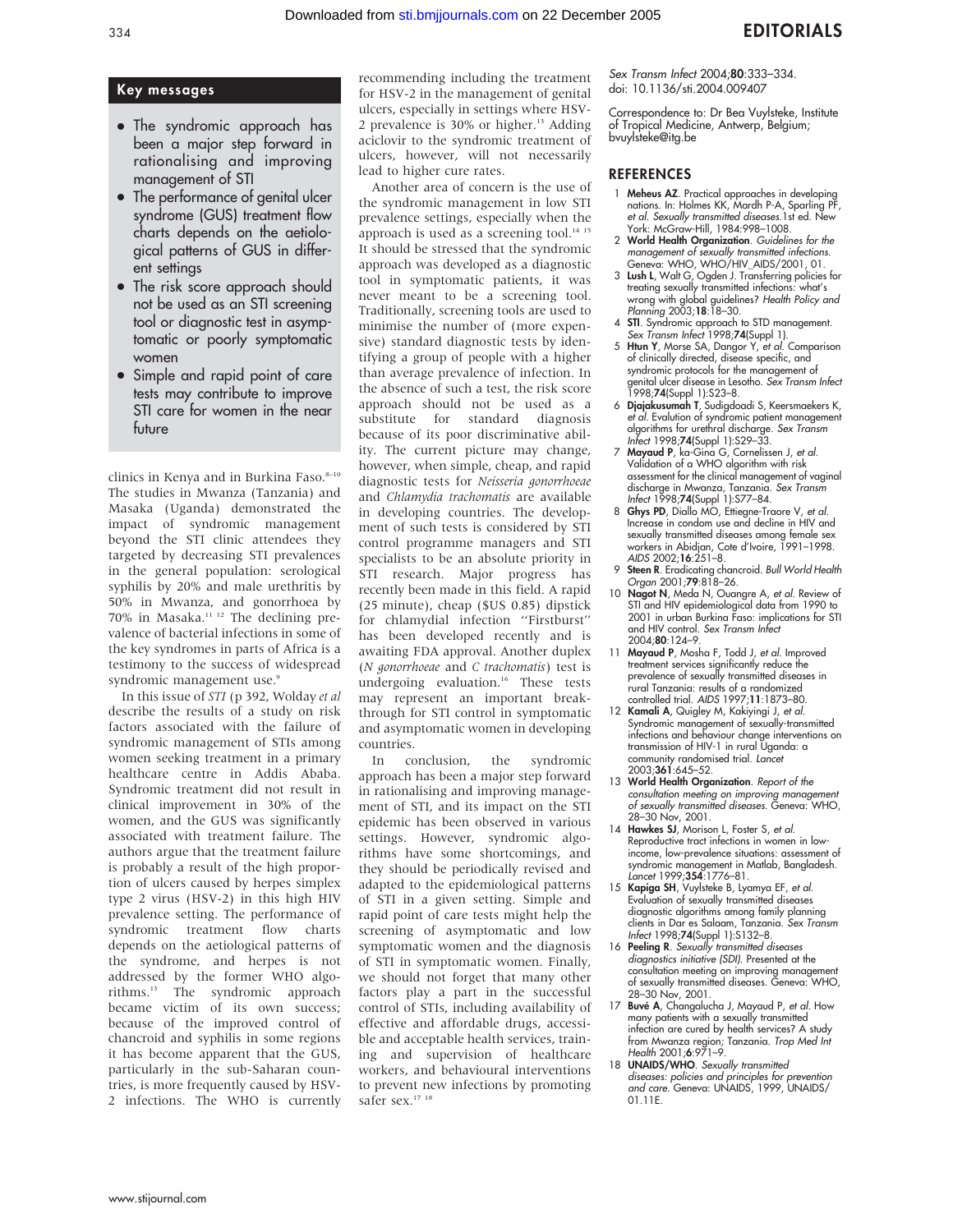## Key messages

- The syndromic approach has been a major step forward in rationalising and improving management of STI
- The performance of genital ulcer syndrome (GUS) treatment flow charts depends on the aetiological patterns of GUS in different settings
- The risk score approach should not be used as an STI screening tool or diagnostic test in asymptomatic or poorly symptomatic women
- Simple and rapid point of care tests may contribute to improve STI care for women in the near future

clinics in Kenya and in Burkina Faso.[8–10] The studies in Mwanza (Tanzania) and Masaka (Uganda) demonstrated the impact of syndromic management beyond the STI clinic attendees they targeted by decreasing STI prevalences in the general population: serological syphilis by 20% and male urethritis by 50% in Mwanza, and gonorrhoea by 70% in Masaka.[11 12] The declining prevalence of bacterial infections in some of the key syndromes in parts of Africa is a testimony to the success of widespread syndromic management use.[9]

In this issue of *STI* (p 392, Wolday *et al* describe the results of a study on risk factors associated with the failure of syndromic management of STIs among women seeking treatment in a primary healthcare centre in Addis Ababa. Syndromic treatment did not result in clinical improvement in 30% of the women, and the GUS was significantly associated with treatment failure. The authors argue that the treatment failure is probably a result of the high proportion of ulcers caused by herpes simplex type 2 virus (HSV-2) in this high HIV prevalence setting. The performance of syndromic treatment flow charts depends on the aetiological patterns of the syndrome, and herpes is not addressed by the former WHO algorithms.[13] The syndromic approach became victim of its own success; because of the improved control of chancroid and syphilis in some regions it has become apparent that the GUS, particularly in the sub-Saharan countries, is more frequently caused by HSV-2 infections. The WHO is currently recommending including the treatment for HSV-2 in the management of genital ulcers, especially in settings where HSV-2 prevalence is 30% or higher.[13] Adding aciclovir to the syndromic treatment of ulcers, however, will not necessarily lead to higher cure rates.

Another area of concern is the use of the syndromic management in low STI prevalence settings, especially when the approach is used as a screening tool.[14 15] It should be stressed that the syndromic approach was developed as a diagnostic tool in symptomatic patients, it was never meant to be a screening tool. Traditionally, screening tools are used to minimise the number of (more expensive) standard diagnostic tests by identifying a group of people with a higher than average prevalence of infection. In the absence of such a test, the risk score approach should not be used as a substitute for standard diagnosis because of its poor discriminative ability. The current picture may change, however, when simple, cheap, and rapid diagnostic tests for *Neisseria gonorrhoeae* and *Chlamydia trachomatis* are available in developing countries. The development of such tests is considered by STI control programme managers and STI specialists to be an absolute priority in STI research. Major progress has recently been made in this field. A rapid (25 minute), cheap ($US 0.85) dipstick for chlamydial infection "Firstburst" has been developed recently and is awaiting FDA approval. Another duplex (*N gonorrhoeae* and *C trachomatis*) test is undergoing evaluation.[16] These tests may represent an important breakthrough for STI control in symptomatic and asymptomatic women in developing countries.

In conclusion, the syndromic approach has been a major step forward in rationalising and improving management of STI, and its impact on the STI epidemic has been observed in various settings. However, syndromic algorithms have some shortcomings, and they should be periodically revised and adapted to the epidemiological patterns of STI in a given setting. Simple and rapid point of care tests might help the screening of asymptomatic and low symptomatic women and the diagnosis of STI in symptomatic women. Finally, we should not forget that many other factors play a part in the successful control of STIs, including availability of effective and affordable drugs, accessible and acceptable health services, training and supervision of healthcare workers, and behavioural interventions to prevent new infections by promoting safer sex.[17 18]

*Sex Transm Infect* 2004;**80**:333–334.
doi: 10.1136/sti.2004.009407

Correspondence to: Dr Bea Vuylsteke, Institute of Tropical Medicine, Antwerp, Belgium; bvuylsteke@itg.be

## REFERENCES

1. **Meheus AZ**. Practical approaches in developing nations. In: Holmes KK, Mardh P-A, Sparling PF, *et al*. *Sexually transmitted diseases.* 1st ed. New York: McGraw-Hill, 1984:998–1008.
2. **World Health Organization**. *Guidelines for the management of sexually transmitted infections.* Geneva: WHO, WHO/HIV_AIDS/2001, 01.
3. **Lush L**, Walt G, Ogden J. Transferring policies for treating sexually transmitted infections: what's wrong with global guidelines? *Health Policy and Planning* 2003;**18**:18–30.
4. **STI**. Syndromic approach to STD management. *Sex Transm Infect* 1998;**74**(Suppl 1).
5. **Htun Y**, Morse SA, Dangor Y, *et al*. Comparison of clinically directed, disease specific, and syndromic protocols for the management of genital ulcer disease in Lesotho. *Sex Transm Infect* 1998;**74**(Suppl 1):S23–8.
6. **Djajakusumah T**, Sudigdoadi S, Keersmaekers K, *et al*. Evalution of syndromic patient management algorithms for urethral discharge. *Sex Transm Infect* 1998;**74**(Suppl 1):S29–33.
7. **Mayaud P**, ka-Gina G, Cornelissen J, *et al*. Validation of a WHO algorithm with risk assessment for the clinical management of vaginal discharge in Mwanza, Tanzania. *Sex Transm Infect* 1998;**74**(Suppl 1):S77–84.
8. **Ghys PD**, Diallo MO, Ettiegne-Traore V, *et al*. Increase in condom use and decline in HIV and sexually transmitted diseases among female sex workers in Abidjan, Cote d'Ivoire, 1991–1998. *AIDS* 2002;**16**:251–8.
9. **Steen R**. Eradicating chancroid. *Bull World Health Organ* 2001;**79**:818–26.
10. **Nagot N**, Meda N, Ouangre A, *et al*. Review of STI and HIV epidemiological data from 1990 to 2001 in urban Burkina Faso: implications for STI and HIV control. *Sex Transm Infect* 2004;**80**:124–9.
11. **Mayaud P**, Mosha F, Todd J, *et al*. Improved treatment services significantly reduce the prevalence of sexually transmitted diseases in rural Tanzania: results of a randomized controlled trial. *AIDS* 1997;**11**:1873–80.
12. **Kamali A**, Quigley M, Kakiyingi J, *et al*. Syndromic management of sexually-transmitted infections and behaviour change interventions on transmission of HIV-1 in rural Uganda: a community randomised trial. *Lancet* 2003;**361**:645–52.
13. **World Health Organization**. *Report of the consultation meeting on improving management of sexually transmitted diseases.* Geneva: WHO, 28–30 Nov, 2001.
14. **Hawkes SJ**, Morison L, Foster S, *et al*. Reproductive tract infections in women in low-income, low-prevalence situations: assessment of syndromic management in Matlab, Bangladesh. *Lancet* 1999;**354**:1776–81.
15. **Kapiga SH**, Vuylsteke B, Lyamya EF, *et al*. Evaluation of sexually transmitted diseases diagnostic algorithms among family planning clients in Dar es Salaam, Tanzania. *Sex Transm Infect* 1998;**74**(Suppl 1):S132–8.
16. **Peeling R**. *Sexually transmitted diseases diagnostics initiative (SDI).* Presented at the consultation meeting on improving management of sexually transmitted diseases. Geneva: WHO, 28–30 Nov, 2001.
17. **Buvé A**, Changalucha J, Mayaud P, *et al*. How many patients with a sexually transmitted infection are cured by health services? A study from Mwanza region; Tanzania. *Trop Med Int Health* 2001;**6**:971–9.
18. **UNAIDS/WHO**. *Sexually transmitted diseases: policies and principles for prevention and care.* Geneva: UNAIDS, 1999, UNAIDS/01.11E.